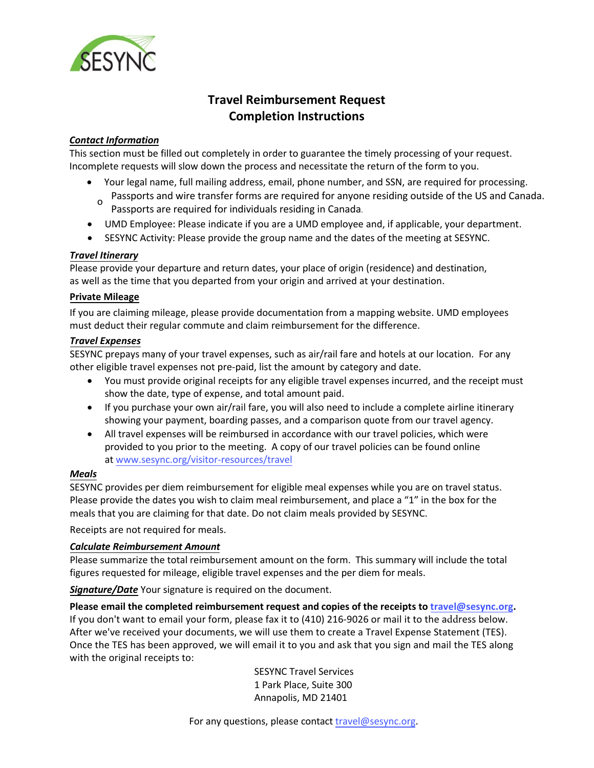SESYNC

# Travel Reimbursement Request
# Completion Instructions

***Contact Information***

This section must be filled out completely in order to guarantee the timely processing of your request. Incomplete requests will slow down the process and necessitate the return of the form to you.

- Your legal name, full mailing address, email, phone number, and SSN, are required for processing.
  - Passports and wire transfer forms are required for anyone residing outside of the US and Canada. Passports are required for individuals residing in Canada.
- UMD Employee: Please indicate if you are a UMD employee and, if applicable, your department.
- SESYNC Activity: Please provide the group name and the dates of the meeting at SESYNC.

***Travel Itinerary***

Please provide your departure and return dates, your place of origin (residence) and destination, as well as the time that you departed from your origin and arrived at your destination.

**Private Mileage**

If you are claiming mileage, please provide documentation from a mapping website. UMD employees must deduct their regular commute and claim reimbursement for the difference.

***Travel Expenses***

SESYNC prepays many of your travel expenses, such as air/rail fare and hotels at our location. For any other eligible travel expenses not pre-paid, list the amount by category and date.

- You must provide original receipts for any eligible travel expenses incurred, and the receipt must show the date, type of expense, and total amount paid.
- If you purchase your own air/rail fare, you will also need to include a complete airline itinerary showing your payment, boarding passes, and a comparison quote from our travel agency.
- All travel expenses will be reimbursed in accordance with our travel policies, which were provided to you prior to the meeting. A copy of our travel policies can be found online at www.sesync.org/visitor-resources/travel

***Meals***

SESYNC provides per diem reimbursement for eligible meal expenses while you are on travel status. Please provide the dates you wish to claim meal reimbursement, and place a "1" in the box for the meals that you are claiming for that date. Do not claim meals provided by SESYNC.

Receipts are not required for meals.

***Calculate Reimbursement Amount***

Please summarize the total reimbursement amount on the form. This summary will include the total figures requested for mileage, eligible travel expenses and the per diem for meals.

***Signature/Date*** Your signature is required on the document.

**Please email the completed reimbursement request and copies of the receipts to travel@sesync.org.** If you don't want to email your form, please fax it to (410) 216-9026 or mail it to the address below. After we've received your documents, we will use them to create a Travel Expense Statement (TES). Once the TES has been approved, we will email it to you and ask that you sign and mail the TES along with the original receipts to:

SESYNC Travel Services
1 Park Place, Suite 300
Annapolis, MD 21401

For any questions, please contact travel@sesync.org.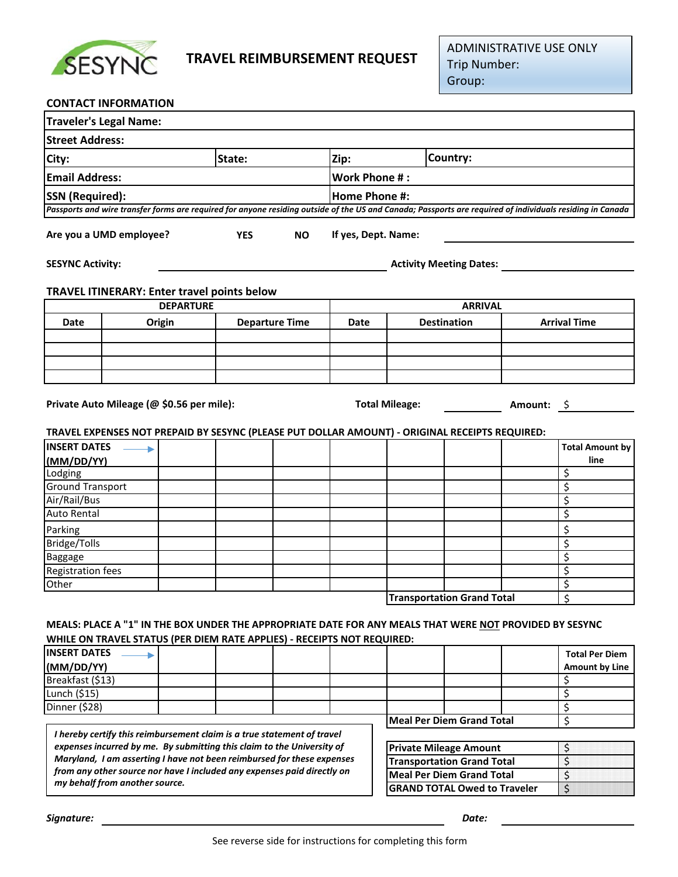SESYNC

# TRAVEL REIMBURSEMENT REQUEST

ADMINISTRATIVE USE ONLY
Trip Number:
Group:

## CONTACT INFORMATION

| | | | |
|---|---|---|---|
| **Traveler's Legal Name:** | | | |
| **Street Address:** | | | |
| **City:** | **State:** | **Zip:** | **Country:** |
| **Email Address:** | | **Work Phone # :** | |
| **SSN (Required):** | | **Home Phone #:** | |

*Passports and wire transfer forms are required for anyone residing outside of the US and Canada; Passports are required of individuals residing in Canada*

**Are you a UMD employee?** **YES** **NO** **If yes, Dept. Name:** ____________________

**SESYNC Activity:** ____________________ **Activity Meeting Dates:** ____________________

## TRAVEL ITINERARY: Enter travel points below

| DEPARTURE | | | ARRIVAL | | |
|---|---|---|---|---|---|
| **Date** | **Origin** | **Departure Time** | **Date** | **Destination** | **Arrival Time** |
| | | | | | |
| | | | | | |
| | | | | | |
| | | | | | |

**Private Auto Mileage (@ $0.56 per mile):** **Total Mileage:** __________ **Amount:** $ __________

## TRAVEL EXPENSES NOT PREPAID BY SESYNC (PLEASE PUT DOLLAR AMOUNT) - ORIGINAL RECEIPTS REQUIRED:

| **INSERT DATES (MM/DD/YY)** → | | | | | | | | **Total Amount by line** |
|---|---|---|---|---|---|---|---|---|
| Lodging | | | | | | | | $ |
| Ground Transport | | | | | | | | $ |
| Air/Rail/Bus | | | | | | | | $ |
| Auto Rental | | | | | | | | $ |
| Parking | | | | | | | | $ |
| Bridge/Tolls | | | | | | | | $ |
| Baggage | | | | | | | | $ |
| Registration fees | | | | | | | | $ |
| Other | | | | | | | | $ |
| | | | | **Transportation Grand Total** | | | | $ |

## MEALS: PLACE A "1" IN THE BOX UNDER THE APPROPRIATE DATE FOR ANY MEALS THAT WERE NOT PROVIDED BY SESYNC WHILE ON TRAVEL STATUS (PER DIEM RATE APPLIES) - RECEIPTS NOT REQUIRED:

| **INSERT DATES (MM/DD/YY)** → | | | | | | | | **Total Per Diem Amount by Line** |
|---|---|---|---|---|---|---|---|---|
| Breakfast ($13) | | | | | | | | $ |
| Lunch ($15) | | | | | | | | $ |
| Dinner ($28) | | | | | | | | $ |
| | | | | **Meal Per Diem Grand Total** | | | | $ |

*I hereby certify this reimbursement claim is a true statement of travel expenses incurred by me. By submitting this claim to the University of Maryland, I am asserting I have not been reimbursed for these expenses from any other source nor have I included any expenses paid directly on my behalf from another source.*

| | |
|---|---|
| **Private Mileage Amount** | $ |
| **Transportation Grand Total** | $ |
| **Meal Per Diem Grand Total** | $ |
| **GRAND TOTAL Owed to Traveler** | $ |

***Signature:*** ______________________________ ***Date:*** ______________

See reverse side for instructions for completing this form